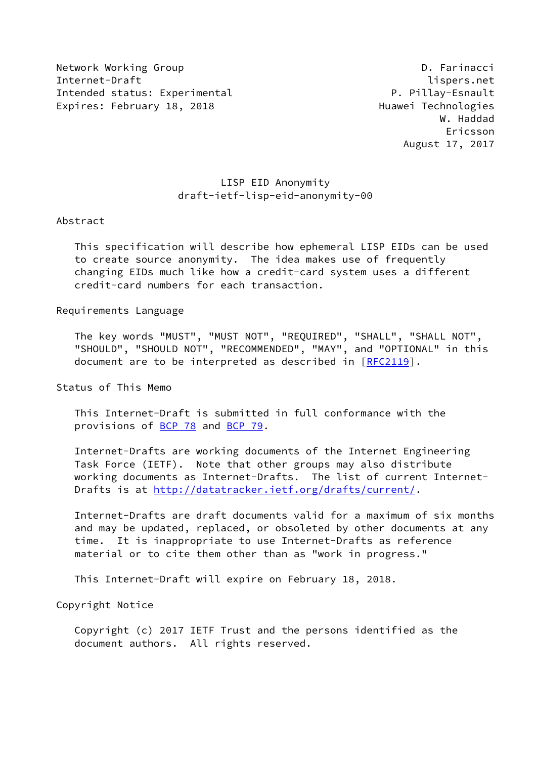Network Working Group D. Farinacci
Internet-Draft lispers.net
Intended status: Experimental P. Pillay-Esnault
Expires: February 18, 2018 Huawei Technologies
W. Haddad
Ericsson
August 17, 2017

# LISP EID Anonymity
## draft-ietf-lisp-eid-anonymity-00

## Abstract

This specification will describe how ephemeral LISP EIDs can be used to create source anonymity. The idea makes use of frequently changing EIDs much like how a credit-card system uses a different credit-card numbers for each transaction.

## Requirements Language

The key words "MUST", "MUST NOT", "REQUIRED", "SHALL", "SHALL NOT", "SHOULD", "SHOULD NOT", "RECOMMENDED", "MAY", and "OPTIONAL" in this document are to be interpreted as described in [RFC2119].

## Status of This Memo

This Internet-Draft is submitted in full conformance with the provisions of BCP 78 and BCP 79.

Internet-Drafts are working documents of the Internet Engineering Task Force (IETF). Note that other groups may also distribute working documents as Internet-Drafts. The list of current Internet-Drafts is at http://datatracker.ietf.org/drafts/current/.

Internet-Drafts are draft documents valid for a maximum of six months and may be updated, replaced, or obsoleted by other documents at any time. It is inappropriate to use Internet-Drafts as reference material or to cite them other than as "work in progress."

This Internet-Draft will expire on February 18, 2018.

## Copyright Notice

Copyright (c) 2017 IETF Trust and the persons identified as the document authors. All rights reserved.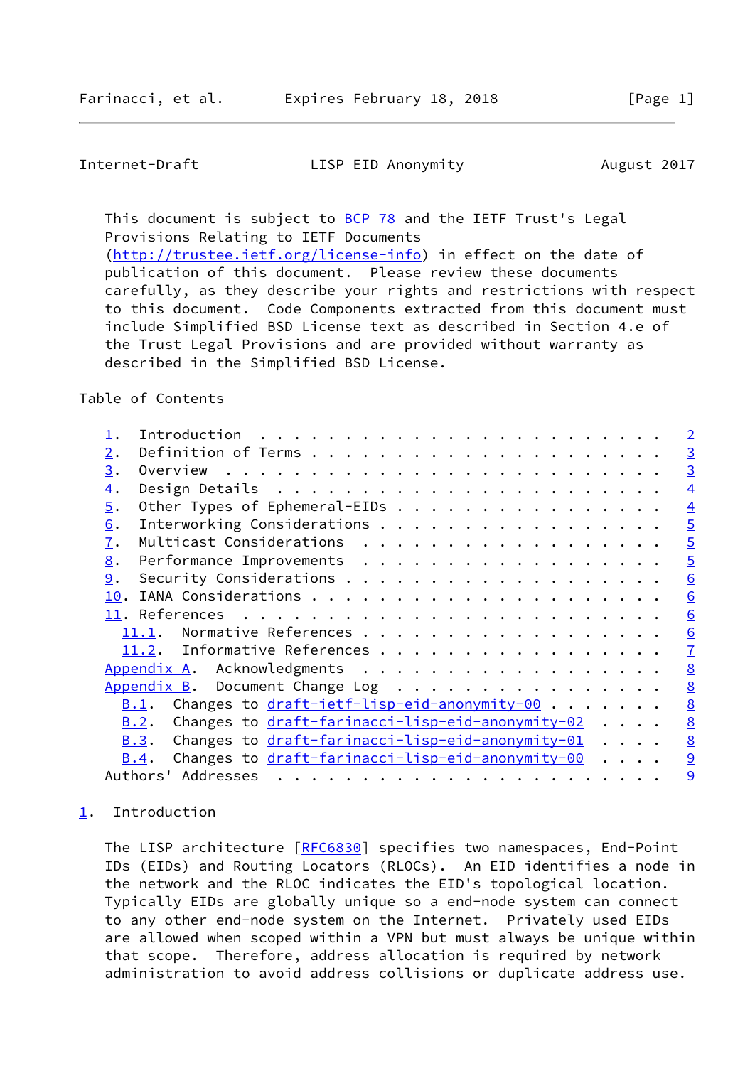This document is subject to BCP 78 and the IETF Trust's Legal Provisions Relating to IETF Documents (http://trustee.ietf.org/license-info) in effect on the date of publication of this document. Please review these documents carefully, as they describe your rights and restrictions with respect to this document. Code Components extracted from this document must include Simplified BSD License text as described in Section 4.e of the Trust Legal Provisions and are provided without warranty as described in the Simplified BSD License.

## Table of Contents

```
1.  Introduction  . . . . . . . . . . . . . . . . . . . . . . . .   2
2.  Definition of Terms . . . . . . . . . . . . . . . . . . . . .   3
3.  Overview  . . . . . . . . . . . . . . . . . . . . . . . . . .   3
4.  Design Details  . . . . . . . . . . . . . . . . . . . . . . .   4
5.  Other Types of Ephemeral-EIDs . . . . . . . . . . . . . . . .   4
6.  Interworking Considerations . . . . . . . . . . . . . . . . .   5
7.  Multicast Considerations  . . . . . . . . . . . . . . . . . .   5
8.  Performance Improvements  . . . . . . . . . . . . . . . . . .   5
9.  Security Considerations . . . . . . . . . . . . . . . . . . .   6
10. IANA Considerations . . . . . . . . . . . . . . . . . . . . .   6
11. References  . . . . . . . . . . . . . . . . . . . . . . . . .   6
  11.1.  Normative References . . . . . . . . . . . . . . . . . .   6
  11.2.  Informative References . . . . . . . . . . . . . . . . .   7
Appendix A.  Acknowledgments  . . . . . . . . . . . . . . . . . .   8
Appendix B.  Document Change Log  . . . . . . . . . . . . . . . .   8
  B.1.  Changes to draft-ietf-lisp-eid-anonymity-00 . . . . . . .   8
  B.2.  Changes to draft-farinacci-lisp-eid-anonymity-02  . . . .   8
  B.3.  Changes to draft-farinacci-lisp-eid-anonymity-01  . . . .   8
  B.4.  Changes to draft-farinacci-lisp-eid-anonymity-00  . . . .   9
Authors' Addresses  . . . . . . . . . . . . . . . . . . . . . . .   9
```

## 1. Introduction

The LISP architecture [RFC6830] specifies two namespaces, End-Point IDs (EIDs) and Routing Locators (RLOCs). An EID identifies a node in the network and the RLOC indicates the EID's topological location. Typically EIDs are globally unique so a end-node system can connect to any other end-node system on the Internet. Privately used EIDs are allowed when scoped within a VPN but must always be unique within that scope. Therefore, address allocation is required by network administration to avoid address collisions or duplicate address use.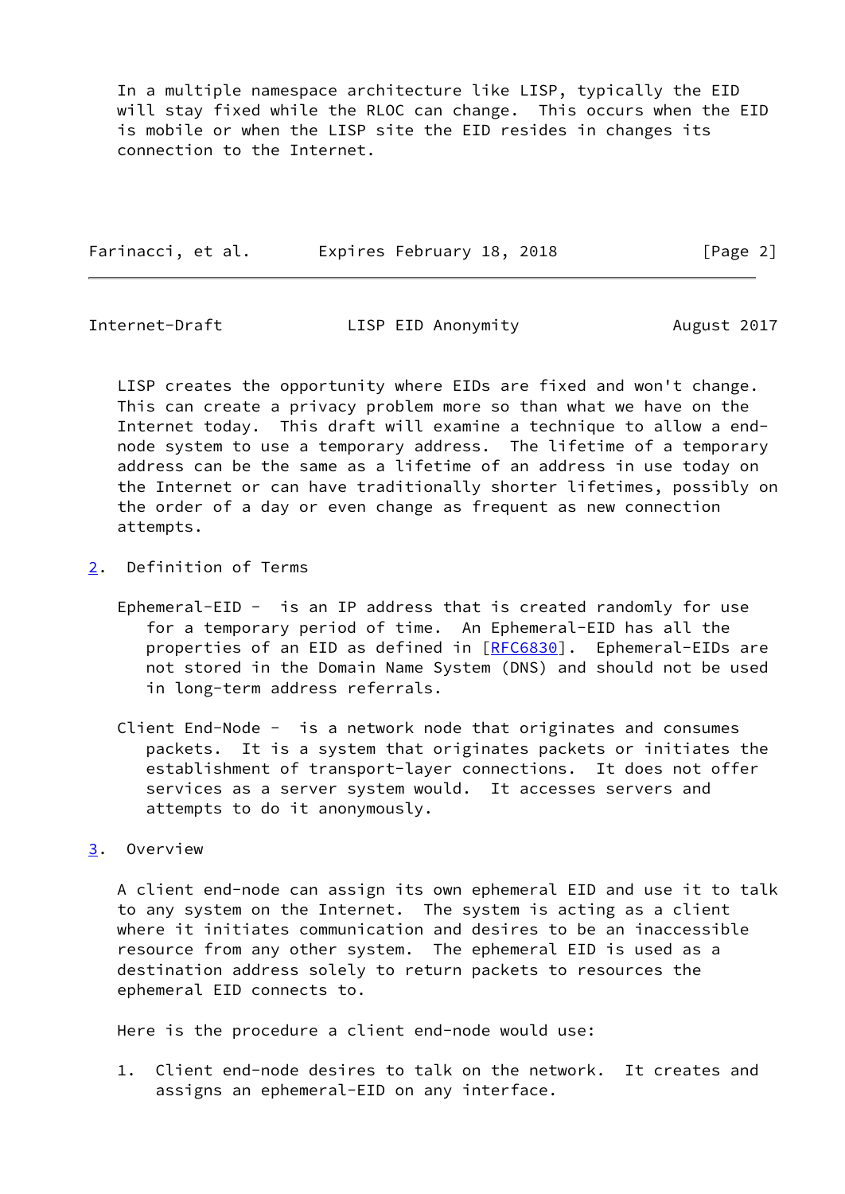In a multiple namespace architecture like LISP, typically the EID will stay fixed while the RLOC can change. This occurs when the EID is mobile or when the LISP site the EID resides in changes its connection to the Internet.

LISP creates the opportunity where EIDs are fixed and won't change. This can create a privacy problem more so than what we have on the Internet today. This draft will examine a technique to allow a end-node system to use a temporary address. The lifetime of a temporary address can be the same as a lifetime of an address in use today on the Internet or can have traditionally shorter lifetimes, possibly on the order of a day or even change as frequent as new connection attempts.

## 2. Definition of Terms

Ephemeral-EID - is an IP address that is created randomly for use for a temporary period of time. An Ephemeral-EID has all the properties of an EID as defined in [RFC6830]. Ephemeral-EIDs are not stored in the Domain Name System (DNS) and should not be used in long-term address referrals.

Client End-Node - is a network node that originates and consumes packets. It is a system that originates packets or initiates the establishment of transport-layer connections. It does not offer services as a server system would. It accesses servers and attempts to do it anonymously.

## 3. Overview

A client end-node can assign its own ephemeral EID and use it to talk to any system on the Internet. The system is acting as a client where it initiates communication and desires to be an inaccessible resource from any other system. The ephemeral EID is used as a destination address solely to return packets to resources the ephemeral EID connects to.

Here is the procedure a client end-node would use:

1. Client end-node desires to talk on the network. It creates and assigns an ephemeral-EID on any interface.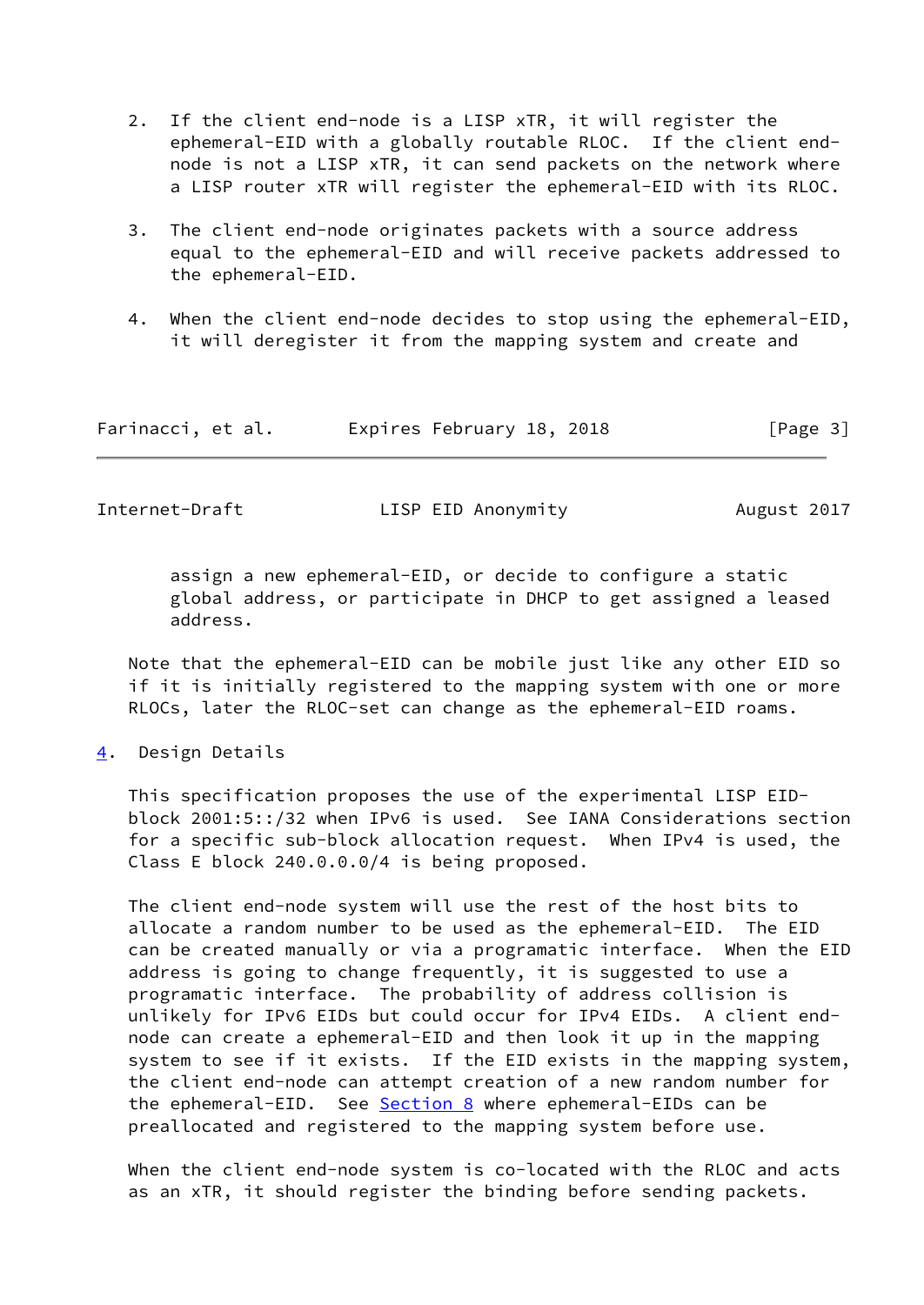2. If the client end-node is a LISP xTR, it will register the ephemeral-EID with a globally routable RLOC. If the client end-node is not a LISP xTR, it can send packets on the network where a LISP router xTR will register the ephemeral-EID with its RLOC.

3. The client end-node originates packets with a source address equal to the ephemeral-EID and will receive packets addressed to the ephemeral-EID.

4. When the client end-node decides to stop using the ephemeral-EID, it will deregister it from the mapping system and create and assign a new ephemeral-EID, or decide to configure a static global address, or participate in DHCP to get assigned a leased address.

Note that the ephemeral-EID can be mobile just like any other EID so if it is initially registered to the mapping system with one or more RLOCs, later the RLOC-set can change as the ephemeral-EID roams.

## 4. Design Details

This specification proposes the use of the experimental LISP EID-block 2001:5::/32 when IPv6 is used. See IANA Considerations section for a specific sub-block allocation request. When IPv4 is used, the Class E block 240.0.0.0/4 is being proposed.

The client end-node system will use the rest of the host bits to allocate a random number to be used as the ephemeral-EID. The EID can be created manually or via a programatic interface. When the EID address is going to change frequently, it is suggested to use a programatic interface. The probability of address collision is unlikely for IPv6 EIDs but could occur for IPv4 EIDs. A client end-node can create a ephemeral-EID and then look it up in the mapping system to see if it exists. If the EID exists in the mapping system, the client end-node can attempt creation of a new random number for the ephemeral-EID. See Section 8 where ephemeral-EIDs can be preallocated and registered to the mapping system before use.

When the client end-node system is co-located with the RLOC and acts as an xTR, it should register the binding before sending packets.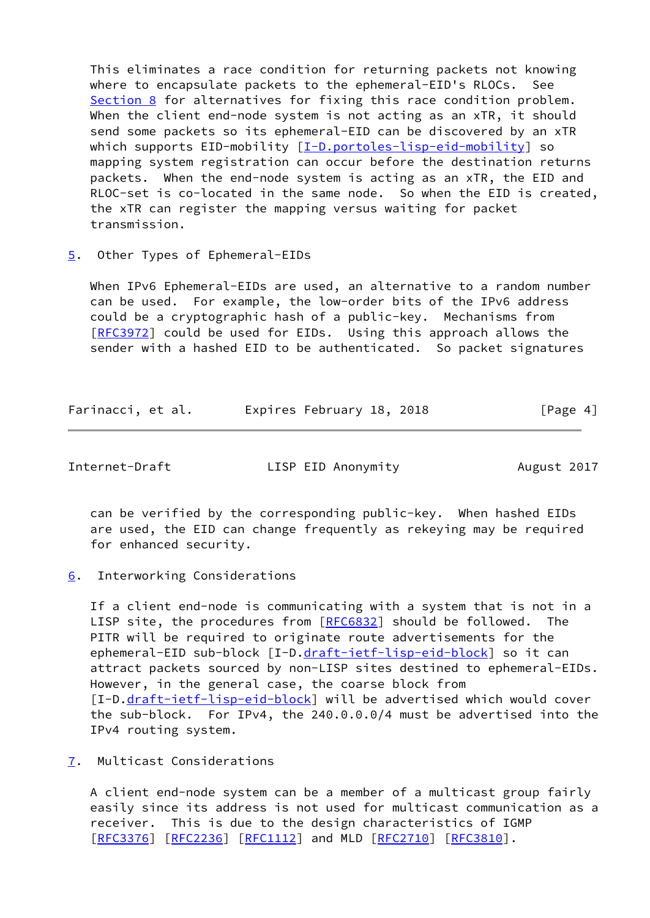This eliminates a race condition for returning packets not knowing where to encapsulate packets to the ephemeral-EID's RLOCs. See Section 8 for alternatives for fixing this race condition problem. When the client end-node system is not acting as an xTR, it should send some packets so its ephemeral-EID can be discovered by an xTR which supports EID-mobility [I-D.portoles-lisp-eid-mobility] so mapping system registration can occur before the destination returns packets. When the end-node system is acting as an xTR, the EID and RLOC-set is co-located in the same node. So when the EID is created, the xTR can register the mapping versus waiting for packet transmission.

## 5. Other Types of Ephemeral-EIDs

When IPv6 Ephemeral-EIDs are used, an alternative to a random number can be used. For example, the low-order bits of the IPv6 address could be a cryptographic hash of a public-key. Mechanisms from [RFC3972] could be used for EIDs. Using this approach allows the sender with a hashed EID to be authenticated. So packet signatures can be verified by the corresponding public-key. When hashed EIDs are used, the EID can change frequently as rekeying may be required for enhanced security.

## 6. Interworking Considerations

If a client end-node is communicating with a system that is not in a LISP site, the procedures from [RFC6832] should be followed. The PITR will be required to originate route advertisements for the ephemeral-EID sub-block [I-D.draft-ietf-lisp-eid-block] so it can attract packets sourced by non-LISP sites destined to ephemeral-EIDs. However, in the general case, the coarse block from [I-D.draft-ietf-lisp-eid-block] will be advertised which would cover the sub-block. For IPv4, the 240.0.0.0/4 must be advertised into the IPv4 routing system.

## 7. Multicast Considerations

A client end-node system can be a member of a multicast group fairly easily since its address is not used for multicast communication as a receiver. This is due to the design characteristics of IGMP [RFC3376] [RFC2236] [RFC1112] and MLD [RFC2710] [RFC3810].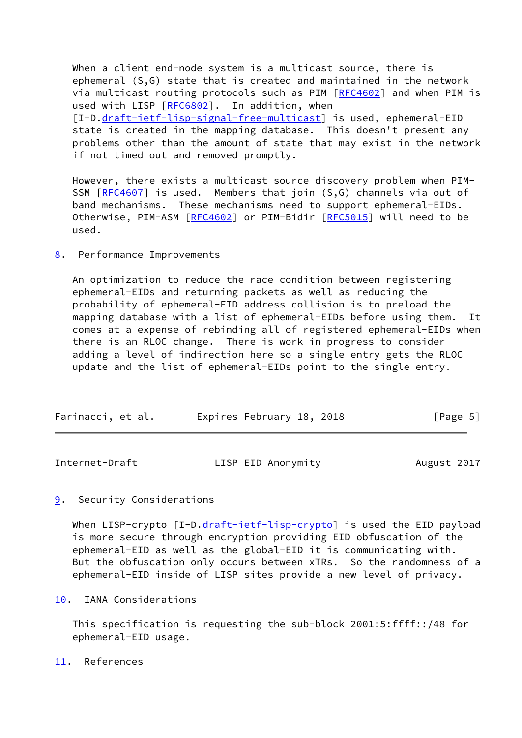When a client end-node system is a multicast source, there is ephemeral (S,G) state that is created and maintained in the network via multicast routing protocols such as PIM [RFC4602] and when PIM is used with LISP [RFC6802]. In addition, when [I-D.draft-ietf-lisp-signal-free-multicast] is used, ephemeral-EID state is created in the mapping database. This doesn't present any problems other than the amount of state that may exist in the network if not timed out and removed promptly.

However, there exists a multicast source discovery problem when PIM-SSM [RFC4607] is used. Members that join (S,G) channels via out of band mechanisms. These mechanisms need to support ephemeral-EIDs. Otherwise, PIM-ASM [RFC4602] or PIM-Bidir [RFC5015] will need to be used.

## 8. Performance Improvements

An optimization to reduce the race condition between registering ephemeral-EIDs and returning packets as well as reducing the probability of ephemeral-EID address collision is to preload the mapping database with a list of ephemeral-EIDs before using them. It comes at a expense of rebinding all of registered ephemeral-EIDs when there is an RLOC change. There is work in progress to consider adding a level of indirection here so a single entry gets the RLOC update and the list of ephemeral-EIDs point to the single entry.

## 9. Security Considerations

When LISP-crypto [I-D.draft-ietf-lisp-crypto] is used the EID payload is more secure through encryption providing EID obfuscation of the ephemeral-EID as well as the global-EID it is communicating with. But the obfuscation only occurs between xTRs. So the randomness of a ephemeral-EID inside of LISP sites provide a new level of privacy.

## 10. IANA Considerations

This specification is requesting the sub-block 2001:5:ffff::/48 for ephemeral-EID usage.

## 11. References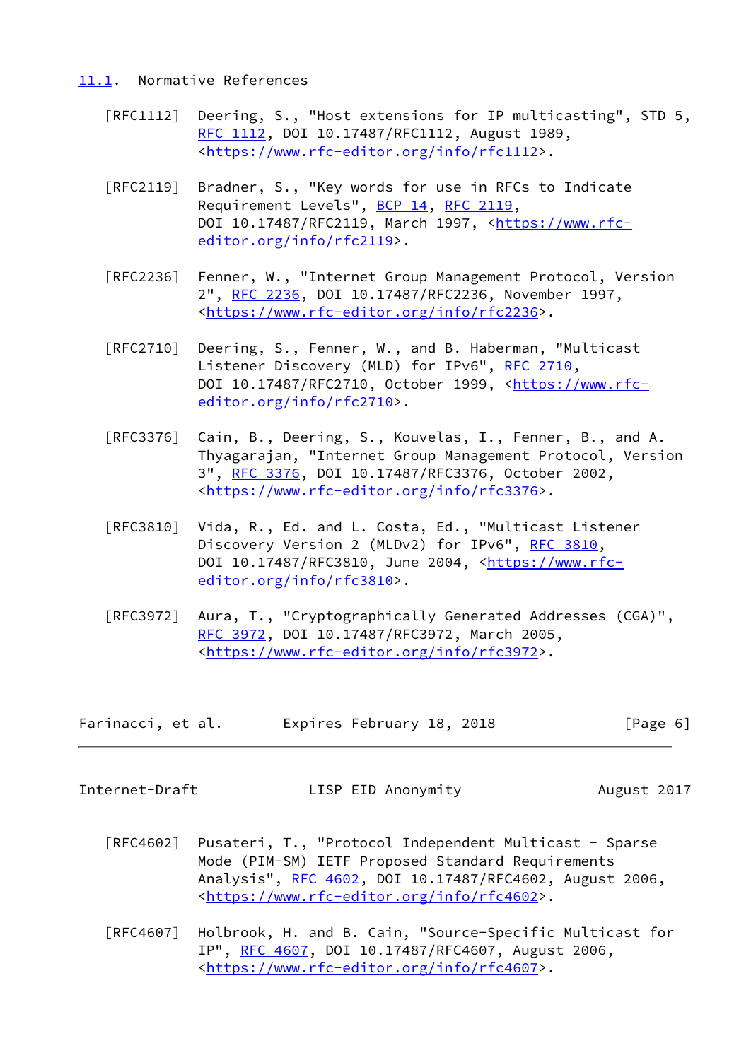## 11.1. Normative References

[RFC1112] Deering, S., "Host extensions for IP multicasting", STD 5, RFC 1112, DOI 10.17487/RFC1112, August 1989, <https://www.rfc-editor.org/info/rfc1112>.

[RFC2119] Bradner, S., "Key words for use in RFCs to Indicate Requirement Levels", BCP 14, RFC 2119, DOI 10.17487/RFC2119, March 1997, <https://www.rfc-editor.org/info/rfc2119>.

[RFC2236] Fenner, W., "Internet Group Management Protocol, Version 2", RFC 2236, DOI 10.17487/RFC2236, November 1997, <https://www.rfc-editor.org/info/rfc2236>.

[RFC2710] Deering, S., Fenner, W., and B. Haberman, "Multicast Listener Discovery (MLD) for IPv6", RFC 2710, DOI 10.17487/RFC2710, October 1999, <https://www.rfc-editor.org/info/rfc2710>.

[RFC3376] Cain, B., Deering, S., Kouvelas, I., Fenner, B., and A. Thyagarajan, "Internet Group Management Protocol, Version 3", RFC 3376, DOI 10.17487/RFC3376, October 2002, <https://www.rfc-editor.org/info/rfc3376>.

[RFC3810] Vida, R., Ed. and L. Costa, Ed., "Multicast Listener Discovery Version 2 (MLDv2) for IPv6", RFC 3810, DOI 10.17487/RFC3810, June 2004, <https://www.rfc-editor.org/info/rfc3810>.

[RFC3972] Aura, T., "Cryptographically Generated Addresses (CGA)", RFC 3972, DOI 10.17487/RFC3972, March 2005, <https://www.rfc-editor.org/info/rfc3972>.

[RFC4602] Pusateri, T., "Protocol Independent Multicast - Sparse Mode (PIM-SM) IETF Proposed Standard Requirements Analysis", RFC 4602, DOI 10.17487/RFC4602, August 2006, <https://www.rfc-editor.org/info/rfc4602>.

[RFC4607] Holbrook, H. and B. Cain, "Source-Specific Multicast for IP", RFC 4607, DOI 10.17487/RFC4607, August 2006, <https://www.rfc-editor.org/info/rfc4607>.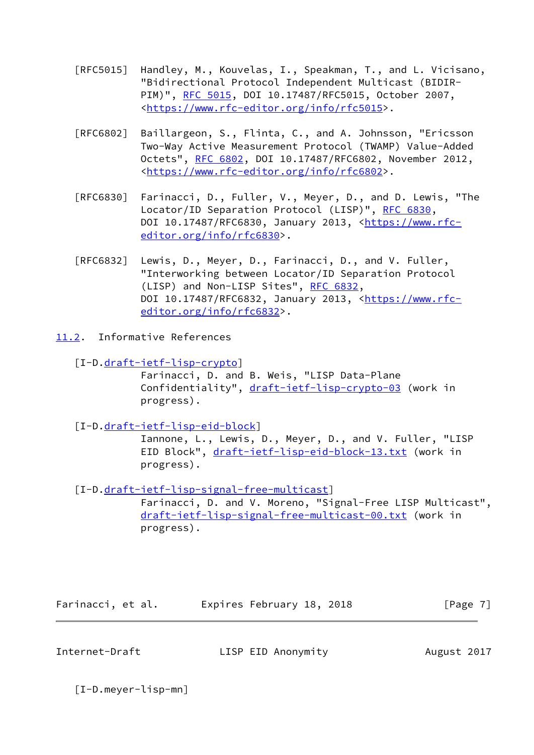[RFC5015] Handley, M., Kouvelas, I., Speakman, T., and L. Vicisano, "Bidirectional Protocol Independent Multicast (BIDIR-PIM)", RFC 5015, DOI 10.17487/RFC5015, October 2007, <https://www.rfc-editor.org/info/rfc5015>.

[RFC6802] Baillargeon, S., Flinta, C., and A. Johnsson, "Ericsson Two-Way Active Measurement Protocol (TWAMP) Value-Added Octets", RFC 6802, DOI 10.17487/RFC6802, November 2012, <https://www.rfc-editor.org/info/rfc6802>.

[RFC6830] Farinacci, D., Fuller, V., Meyer, D., and D. Lewis, "The Locator/ID Separation Protocol (LISP)", RFC 6830, DOI 10.17487/RFC6830, January 2013, <https://www.rfc-editor.org/info/rfc6830>.

[RFC6832] Lewis, D., Meyer, D., Farinacci, D., and V. Fuller, "Interworking between Locator/ID Separation Protocol (LISP) and Non-LISP Sites", RFC 6832, DOI 10.17487/RFC6832, January 2013, <https://www.rfc-editor.org/info/rfc6832>.

## 11.2. Informative References

[I-D.draft-ietf-lisp-crypto]
Farinacci, D. and B. Weis, "LISP Data-Plane Confidentiality", draft-ietf-lisp-crypto-03 (work in progress).

[I-D.draft-ietf-lisp-eid-block]
Iannone, L., Lewis, D., Meyer, D., and V. Fuller, "LISP EID Block", draft-ietf-lisp-eid-block-13.txt (work in progress).

[I-D.draft-ietf-lisp-signal-free-multicast]
Farinacci, D. and V. Moreno, "Signal-Free LISP Multicast", draft-ietf-lisp-signal-free-multicast-00.txt (work in progress).

[I-D.meyer-lisp-mn]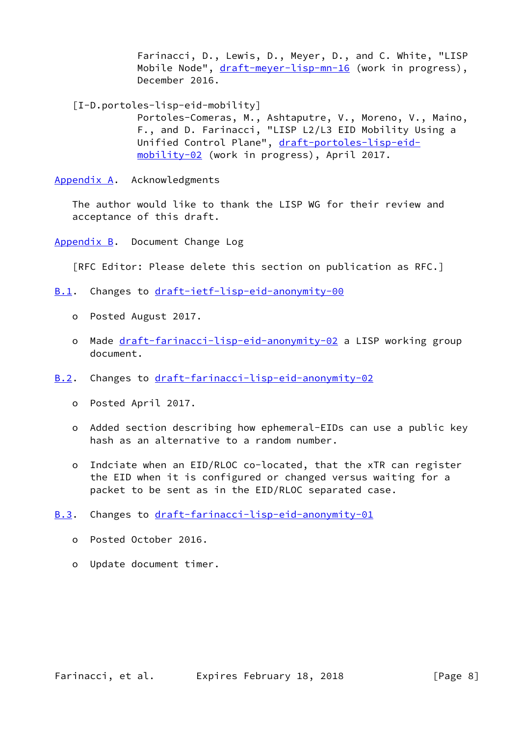Farinacci, D., Lewis, D., Meyer, D., and C. White, "LISP Mobile Node", draft-meyer-lisp-mn-16 (work in progress), December 2016.

[I-D.portoles-lisp-eid-mobility]
Portoles-Comeras, M., Ashtaputre, V., Moreno, V., Maino, F., and D. Farinacci, "LISP L2/L3 EID Mobility Using a Unified Control Plane", draft-portoles-lisp-eid-mobility-02 (work in progress), April 2017.

## Appendix A. Acknowledgments

The author would like to thank the LISP WG for their review and acceptance of this draft.

## Appendix B. Document Change Log

[RFC Editor: Please delete this section on publication as RFC.]

### B.1. Changes to draft-ietf-lisp-eid-anonymity-00

- Posted August 2017.
- Made draft-farinacci-lisp-eid-anonymity-02 a LISP working group document.

### B.2. Changes to draft-farinacci-lisp-eid-anonymity-02

- Posted April 2017.
- Added section describing how ephemeral-EIDs can use a public key hash as an alternative to a random number.
- Indciate when an EID/RLOC co-located, that the xTR can register the EID when it is configured or changed versus waiting for a packet to be sent as in the EID/RLOC separated case.

### B.3. Changes to draft-farinacci-lisp-eid-anonymity-01

- Posted October 2016.
- Update document timer.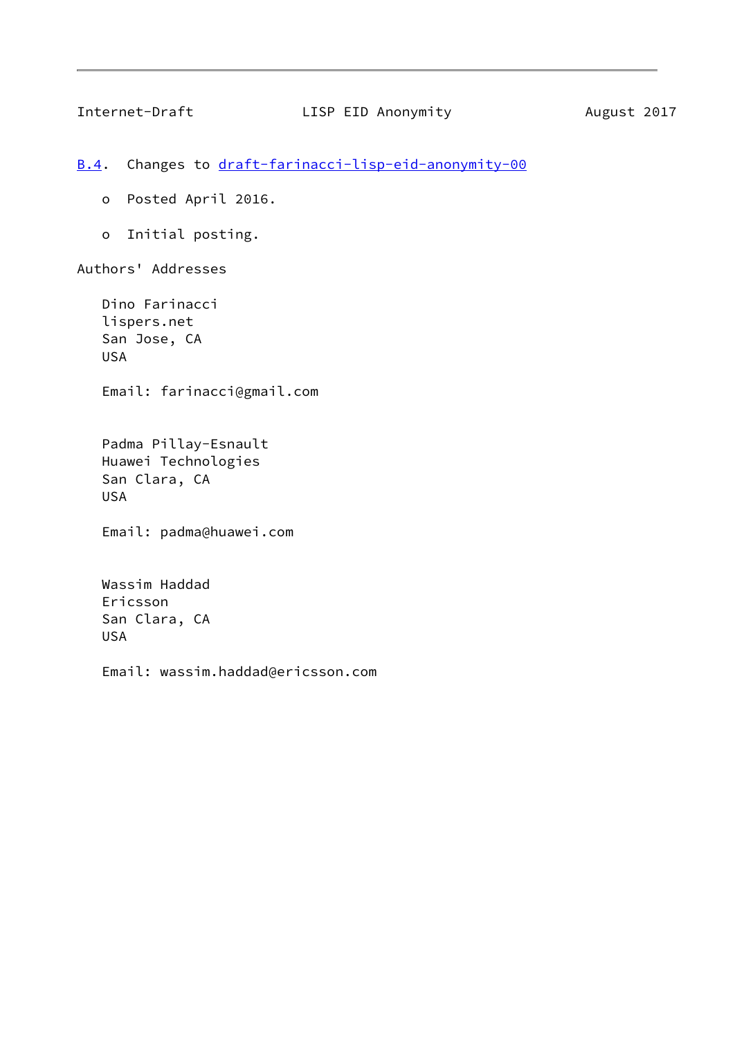### B.4. Changes to draft-farinacci-lisp-eid-anonymity-00

- Posted April 2016.
- Initial posting.

## Authors' Addresses

Dino Farinacci
lispers.net
San Jose, CA
USA

Email: farinacci@gmail.com

Padma Pillay-Esnault
Huawei Technologies
San Clara, CA
USA

Email: padma@huawei.com

Wassim Haddad
Ericsson
San Clara, CA
USA

Email: wassim.haddad@ericsson.com